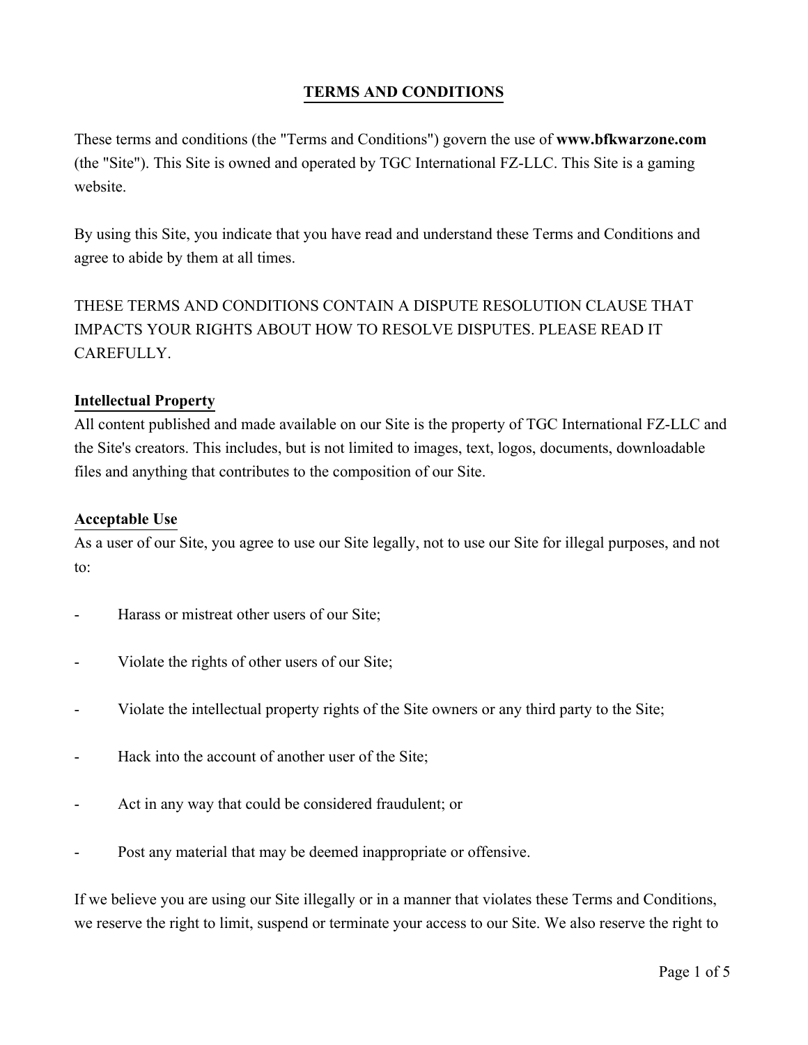# TERMS AND CONDITIONS

These terms and conditions (the "Terms and Conditions") govern the use of **www.bfkwarzone.com** (the "Site"). This Site is owned and operated by TGC International FZ-LLC. This Site is a gaming website.

By using this Site, you indicate that you have read and understand these Terms and Conditions and agree to abide by them at all times.

THESE TERMS AND CONDITIONS CONTAIN A DISPUTE RESOLUTION CLAUSE THAT IMPACTS YOUR RIGHTS ABOUT HOW TO RESOLVE DISPUTES. PLEASE READ IT CAREFULLY.

## Intellectual Property

All content published and made available on our Site is the property of TGC International FZ-LLC and the Site's creators. This includes, but is not limited to images, text, logos, documents, downloadable files and anything that contributes to the composition of our Site.

## Acceptable Use

As a user of our Site, you agree to use our Site legally, not to use our Site for illegal purposes, and not to:

- Harass or mistreat other users of our Site;
- Violate the rights of other users of our Site;
- Violate the intellectual property rights of the Site owners or any third party to the Site;
- Hack into the account of another user of the Site;
- Act in any way that could be considered fraudulent; or
- Post any material that may be deemed inappropriate or offensive.

If we believe you are using our Site illegally or in a manner that violates these Terms and Conditions, we reserve the right to limit, suspend or terminate your access to our Site. We also reserve the right to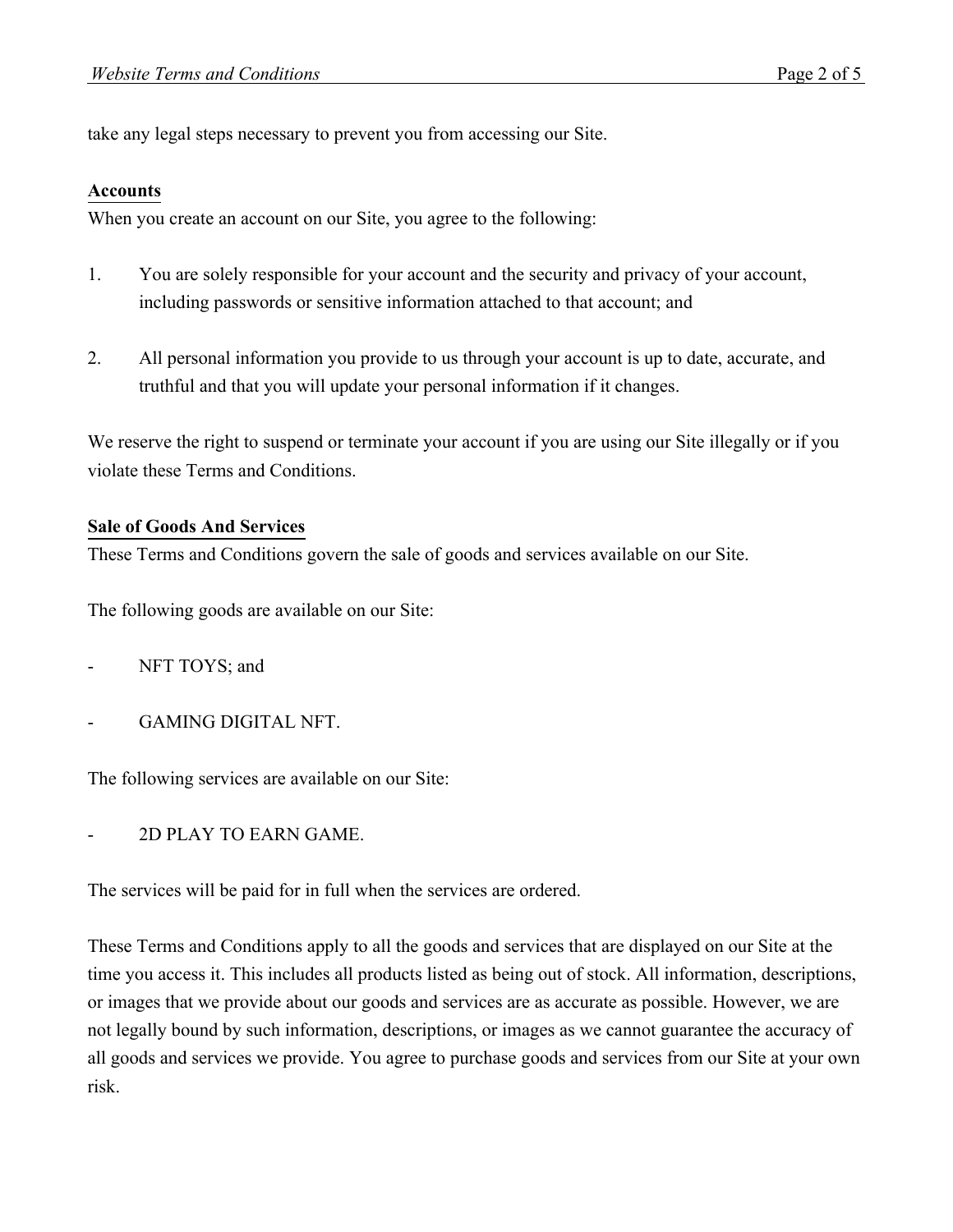take any legal steps necessary to prevent you from accessing our Site.

## Accounts

When you create an account on our Site, you agree to the following:

1. You are solely responsible for your account and the security and privacy of your account, including passwords or sensitive information attached to that account; and

2. All personal information you provide to us through your account is up to date, accurate, and truthful and that you will update your personal information if it changes.

We reserve the right to suspend or terminate your account if you are using our Site illegally or if you violate these Terms and Conditions.

## Sale of Goods And Services

These Terms and Conditions govern the sale of goods and services available on our Site.

The following goods are available on our Site:

- NFT TOYS; and

- GAMING DIGITAL NFT.

The following services are available on our Site:

- 2D PLAY TO EARN GAME.

The services will be paid for in full when the services are ordered.

These Terms and Conditions apply to all the goods and services that are displayed on our Site at the time you access it. This includes all products listed as being out of stock. All information, descriptions, or images that we provide about our goods and services are as accurate as possible. However, we are not legally bound by such information, descriptions, or images as we cannot guarantee the accuracy of all goods and services we provide. You agree to purchase goods and services from our Site at your own risk.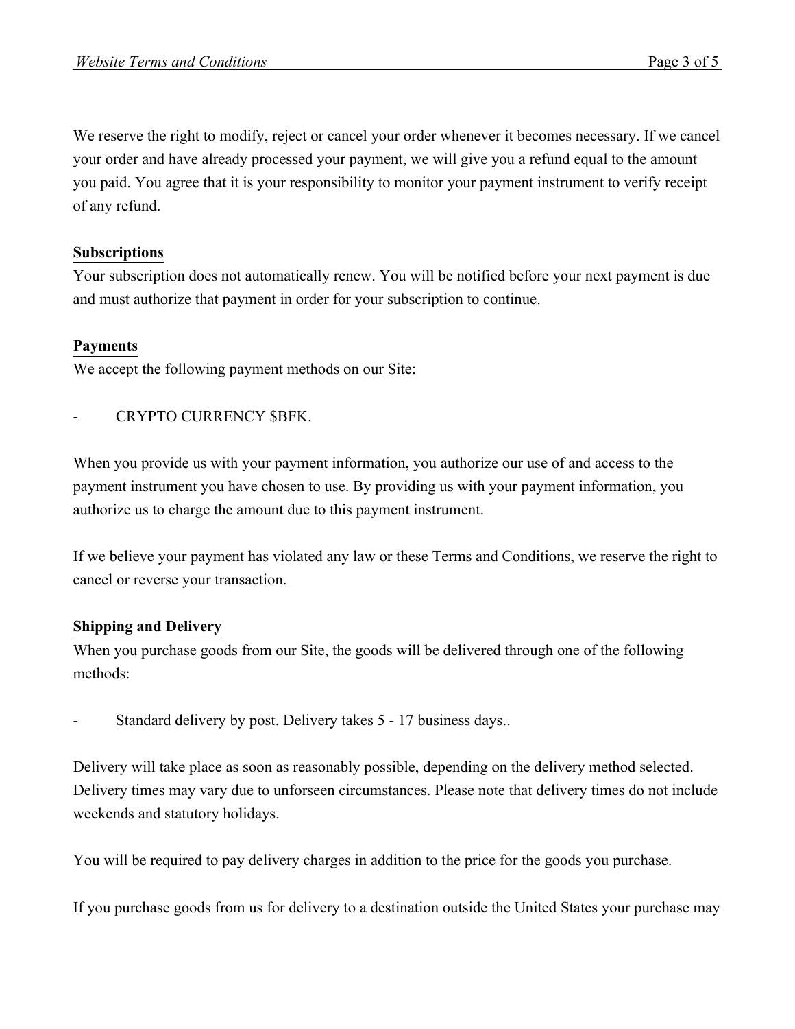We reserve the right to modify, reject or cancel your order whenever it becomes necessary. If we cancel your order and have already processed your payment, we will give you a refund equal to the amount you paid. You agree that it is your responsibility to monitor your payment instrument to verify receipt of any refund.

**Subscriptions**

Your subscription does not automatically renew. You will be notified before your next payment is due and must authorize that payment in order for your subscription to continue.

**Payments**

We accept the following payment methods on our Site:

- CRYPTO CURRENCY $BFK.

When you provide us with your payment information, you authorize our use of and access to the payment instrument you have chosen to use. By providing us with your payment information, you authorize us to charge the amount due to this payment instrument.

If we believe your payment has violated any law or these Terms and Conditions, we reserve the right to cancel or reverse your transaction.

**Shipping and Delivery**

When you purchase goods from our Site, the goods will be delivered through one of the following methods:

- Standard delivery by post. Delivery takes 5 - 17 business days..

Delivery will take place as soon as reasonably possible, depending on the delivery method selected. Delivery times may vary due to unforseen circumstances. Please note that delivery times do not include weekends and statutory holidays.

You will be required to pay delivery charges in addition to the price for the goods you purchase.

If you purchase goods from us for delivery to a destination outside the United States your purchase may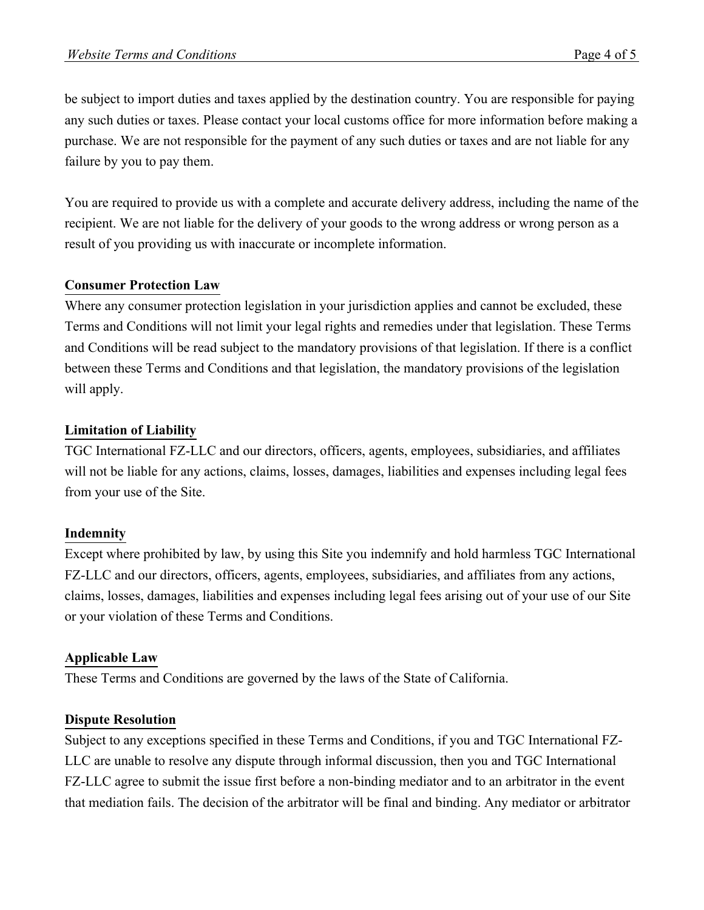be subject to import duties and taxes applied by the destination country. You are responsible for paying any such duties or taxes. Please contact your local customs office for more information before making a purchase. We are not responsible for the payment of any such duties or taxes and are not liable for any failure by you to pay them.

You are required to provide us with a complete and accurate delivery address, including the name of the recipient. We are not liable for the delivery of your goods to the wrong address or wrong person as a result of you providing us with inaccurate or incomplete information.

## Consumer Protection Law

Where any consumer protection legislation in your jurisdiction applies and cannot be excluded, these Terms and Conditions will not limit your legal rights and remedies under that legislation. These Terms and Conditions will be read subject to the mandatory provisions of that legislation. If there is a conflict between these Terms and Conditions and that legislation, the mandatory provisions of the legislation will apply.

## Limitation of Liability

TGC International FZ-LLC and our directors, officers, agents, employees, subsidiaries, and affiliates will not be liable for any actions, claims, losses, damages, liabilities and expenses including legal fees from your use of the Site.

## Indemnity

Except where prohibited by law, by using this Site you indemnify and hold harmless TGC International FZ-LLC and our directors, officers, agents, employees, subsidiaries, and affiliates from any actions, claims, losses, damages, liabilities and expenses including legal fees arising out of your use of our Site or your violation of these Terms and Conditions.

## Applicable Law

These Terms and Conditions are governed by the laws of the State of California.

## Dispute Resolution

Subject to any exceptions specified in these Terms and Conditions, if you and TGC International FZ-LLC are unable to resolve any dispute through informal discussion, then you and TGC International FZ-LLC agree to submit the issue first before a non-binding mediator and to an arbitrator in the event that mediation fails. The decision of the arbitrator will be final and binding. Any mediator or arbitrator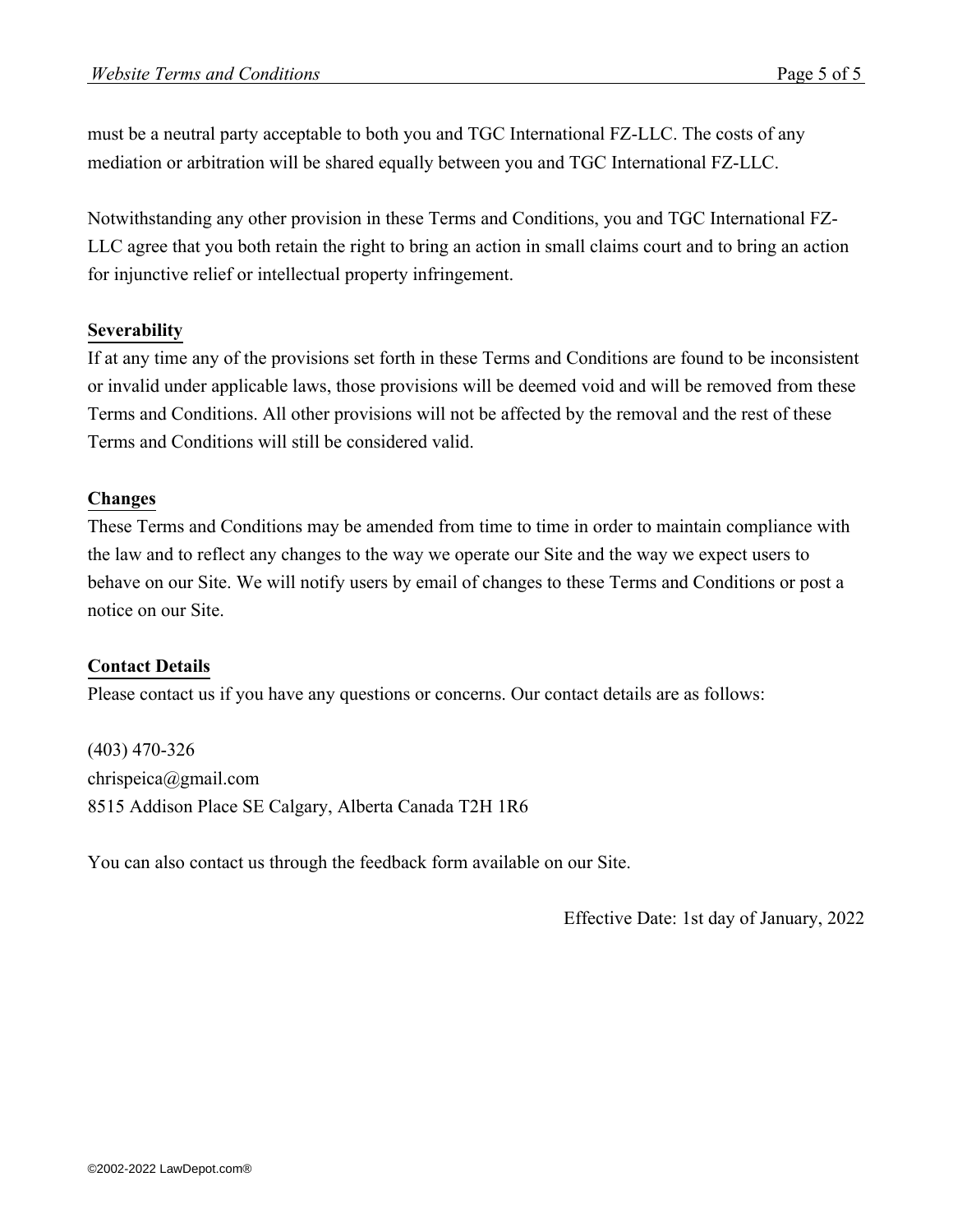must be a neutral party acceptable to both you and TGC International FZ-LLC. The costs of any mediation or arbitration will be shared equally between you and TGC International FZ-LLC.

Notwithstanding any other provision in these Terms and Conditions, you and TGC International FZ-LLC agree that you both retain the right to bring an action in small claims court and to bring an action for injunctive relief or intellectual property infringement.

## Severability

If at any time any of the provisions set forth in these Terms and Conditions are found to be inconsistent or invalid under applicable laws, those provisions will be deemed void and will be removed from these Terms and Conditions. All other provisions will not be affected by the removal and the rest of these Terms and Conditions will still be considered valid.

## Changes

These Terms and Conditions may be amended from time to time in order to maintain compliance with the law and to reflect any changes to the way we operate our Site and the way we expect users to behave on our Site. We will notify users by email of changes to these Terms and Conditions or post a notice on our Site.

## Contact Details

Please contact us if you have any questions or concerns. Our contact details are as follows:

(403) 470-326
chrispeica@gmail.com
8515 Addison Place SE Calgary, Alberta Canada T2H 1R6

You can also contact us through the feedback form available on our Site.

Effective Date: 1st day of January, 2022

©2002-2022 LawDepot.com®